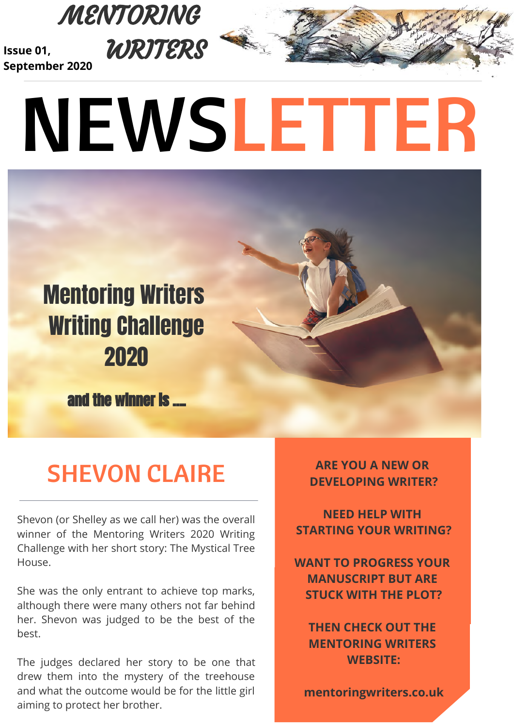# MENTORING WRITERS

Issue 01, September 2020

# NEWSLETTER

## Mentoring Writers Writing Challenge 2020

**and the winner is ....**

## SHEVON CLAIRE

Shevon (or Shelley as we call her) was the overall winner of the Mentoring Writers 2020 Writing Challenge with her short story: The Mystical Tree House.

She was the only entrant to achieve top marks, although there were many others not far behind her. Shevon was judged to be the best of the best.

The judges declared her story to be one that drew them into the mystery of the treehouse and what the outcome would be for the little girl aiming to protect her brother.

**ARE YOU A NEW OR DEVELOPING WRITER?**

**NEED HELP WITH STARTING YOUR WRITING?**

**WANT TO PROGRESS YOUR MANUSCRIPT BUT ARE STUCK WITH THE PLOT?**

**THEN CHECK OUT THE MENTORING WRITERS WEBSITE:**

**mentoringwriters.co.uk**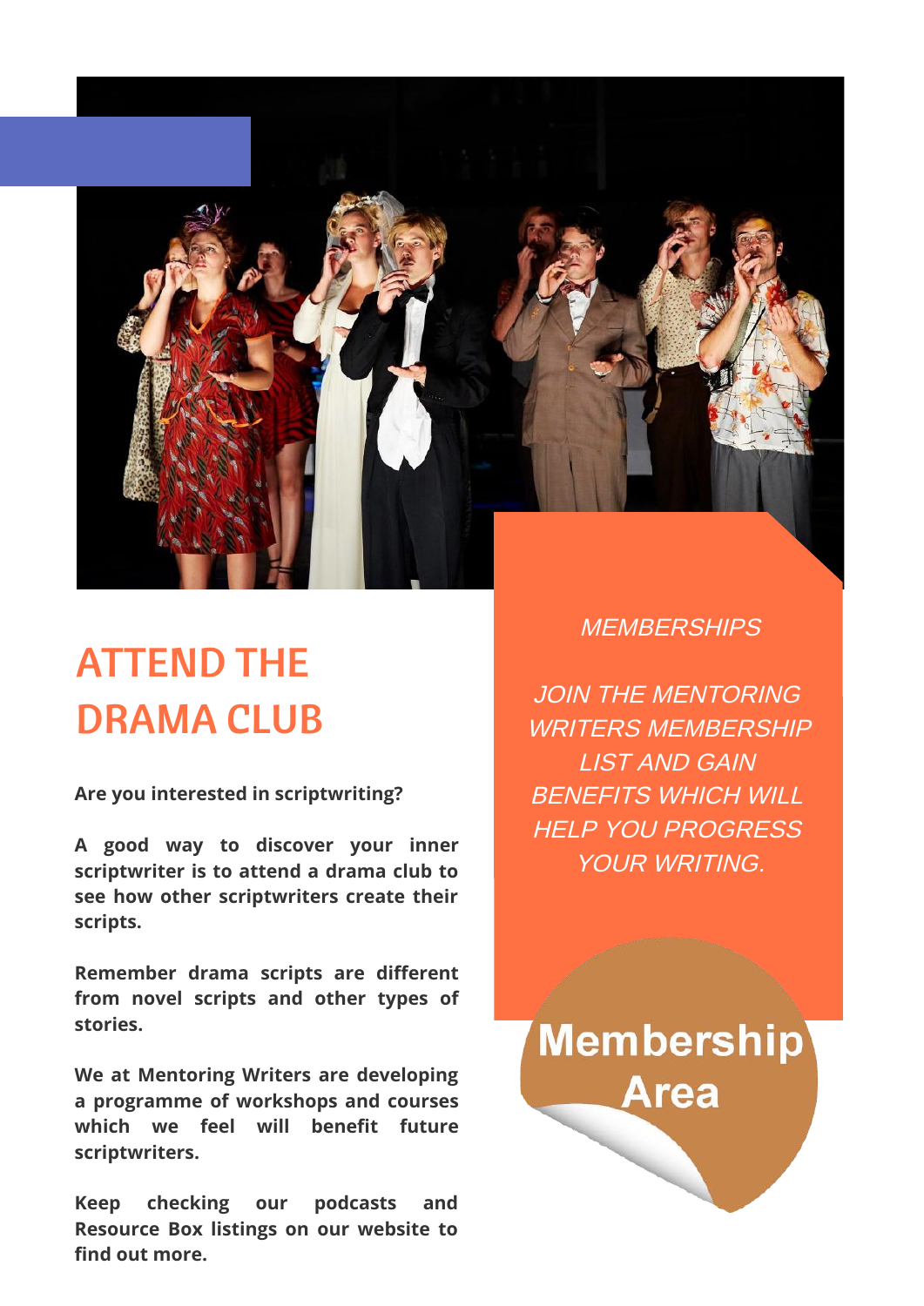# ATTEND THE DRAMA CLUB

**Are you interested in scriptwriting?**

**A good way to discover your inner scriptwriter is to attend a drama club to see how other scriptwriters create their scripts.**

**Remember drama scripts are different from novel scripts and other types of stories.**

**We at Mentoring Writers are developing a programme of workshops and courses which we feel will benefit future scriptwriters.**

**Keep checking our podcasts and Resource Box listings on our website to find out more.**

*MEMBERSHIPS*

*JOIN THE MENTORING WRITERS MEMBERSHIP LIST AND GAIN BENEFITS WHICH WILL HELP YOU PROGRESS YOUR WRITING.*

**Membership Area**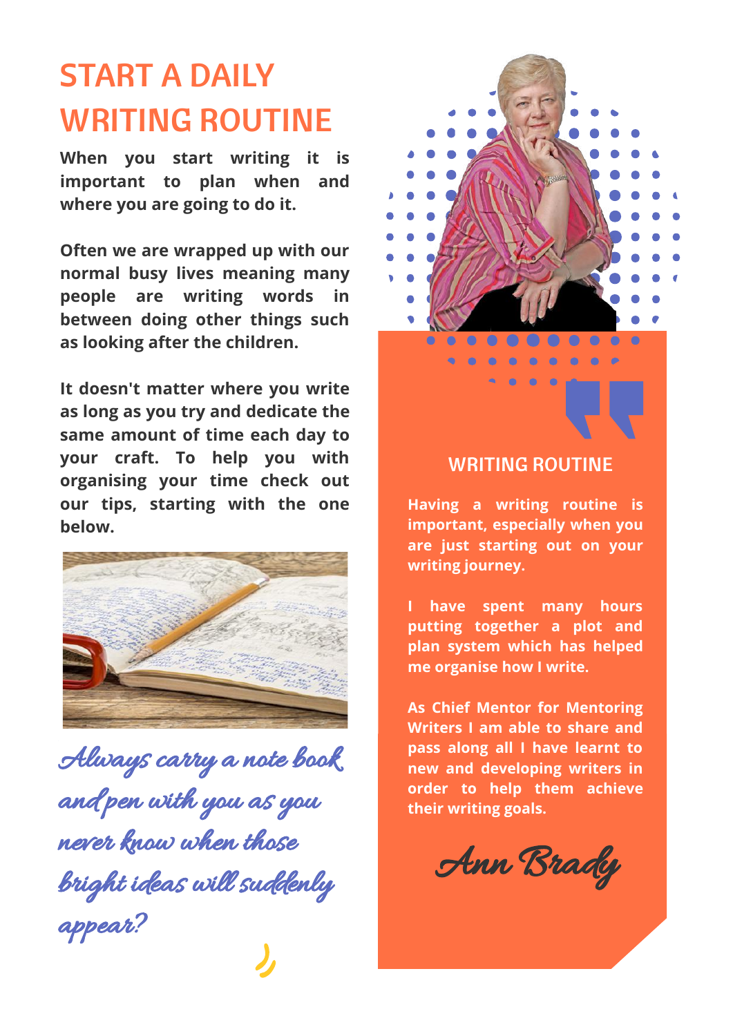# START A DAILY WRITING ROUTINE

**When you start writing it is important to plan when and where you are going to do it.**

**Often we are wrapped up with our normal busy lives meaning many people are writing words in between doing other things such as looking after the children.**

**It doesn't matter where you write as long as you try and dedicate the same amount of time each day to your craft. To help you with organising your time check out our tips, starting with the one below.**

*Always carry a note book and pen with you as you never know when those bright ideas will suddenly appear?*

## WRITING ROUTINE

**Having a writing routine is important, especially when you are just starting out on your writing journey.**

**I have spent many hours putting together a plot and plan system which has helped me organise how I write.**

**As Chief Mentor for Mentoring Writers I am able to share and pass along all I have learnt to new and developing writers in order to help them achieve their writing goals.**

*Ann Brady*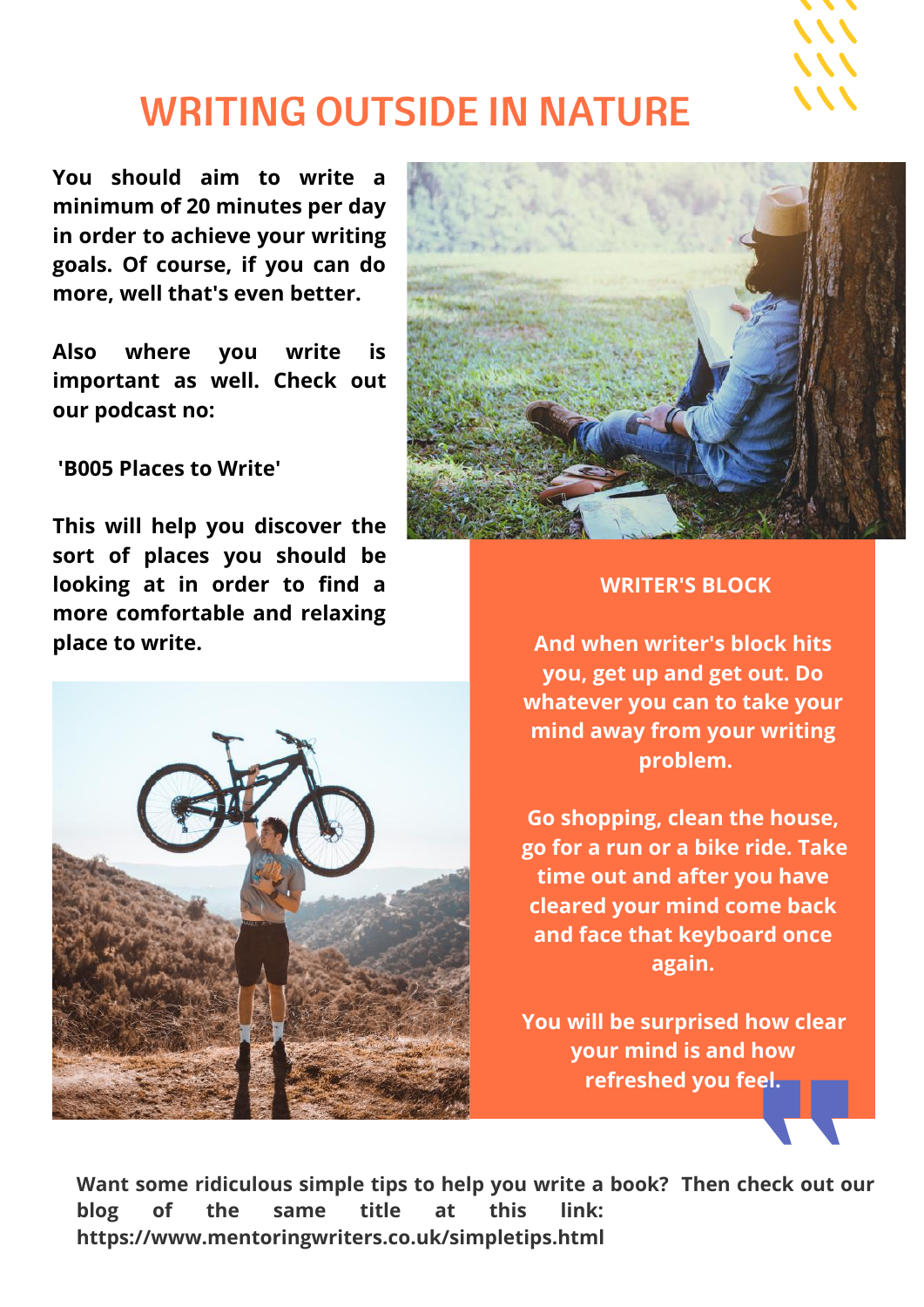# WRITING OUTSIDE IN NATURE

**You should aim to write a minimum of 20 minutes per day in order to achieve your writing goals. Of course, if you can do more, well that's even better.**

**Also where you write is important as well. Check out our podcast no:**

**'B005 Places to Write'**

**This will help you discover the sort of places you should be looking at in order to find a more comfortable and relaxing place to write.**

**WRITER'S BLOCK**

**And when writer's block hits you, get up and get out. Do whatever you can to take your mind away from your writing problem.**

**Go shopping, clean the house, go for a run or a bike ride. Take time out and after you have cleared your mind come back and face that keyboard once again.**

**You will be surprised how clear your mind is and how refreshed you feel.**

**Want some ridiculous simple tips to help you write a book? Then check out our blog of the same title at this link: https://www.mentoringwriters.co.uk/simpletips.html**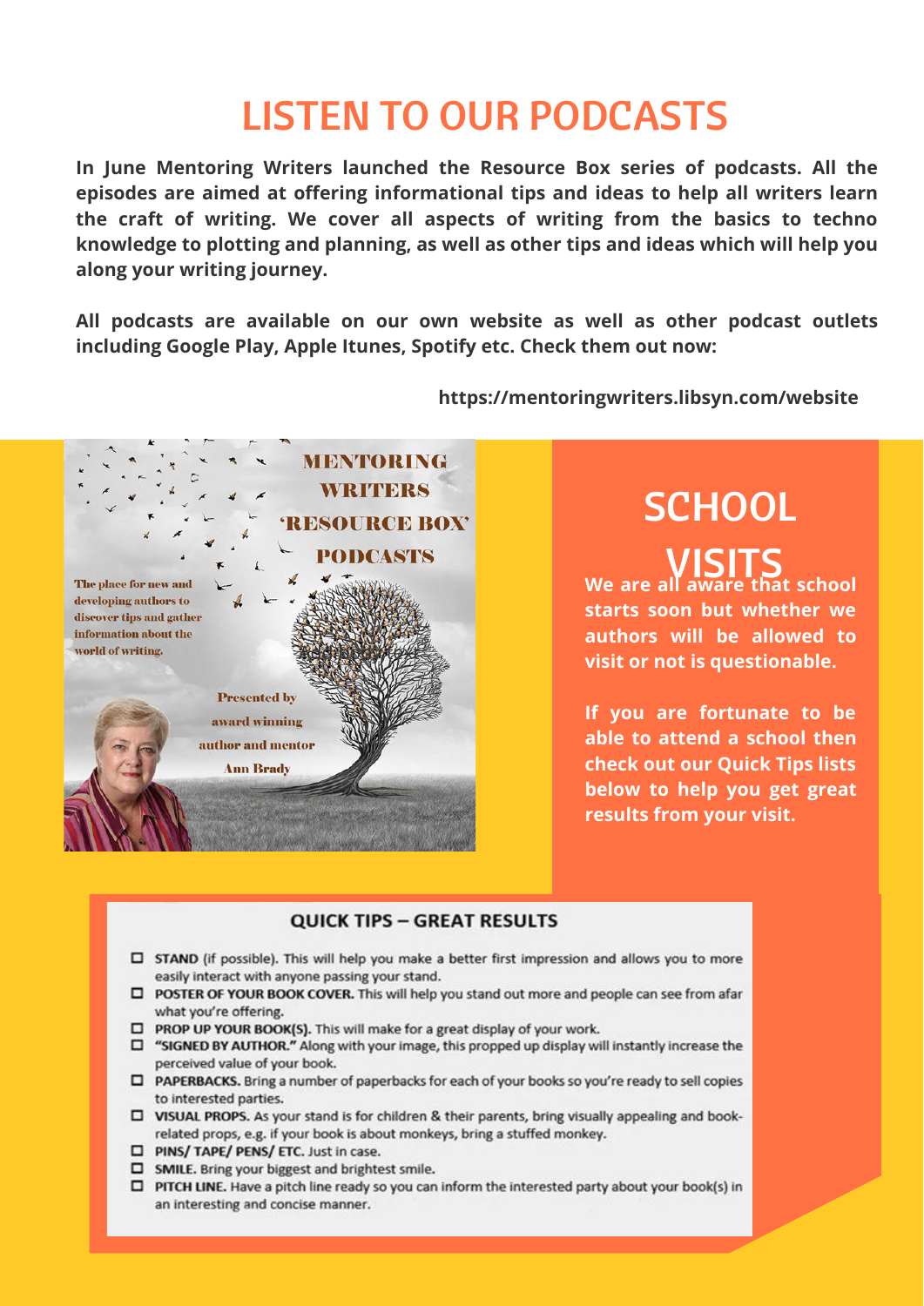# LISTEN TO OUR PODCASTS

**In June Mentoring Writers launched the Resource Box series of podcasts. All the episodes are aimed at offering informational tips and ideas to help all writers learn the craft of writing. We cover all aspects of writing from the basics to techno knowledge to plotting and planning, as well as other tips and ideas which will help you along your writing journey.**

**All podcasts are available on our own website as well as other podcast outlets including Google Play, Apple Itunes, Spotify etc. Check them out now:**

**https://mentoringwriters.libsyn.com/website**

MENTORING WRITERS 'RESOURCE BOX' PODCASTS

The place for new and developing authors to discover tips and gather information about the world of writing.

Presented by award winning author and mentor Ann Brady

## SCHOOL VISITS

**We are all aware that school starts soon but whether we authors will be allowed to visit or not is questionable.**

**If you are fortunate to be able to attend a school then check out our Quick Tips lists below to help you get great results from your visit.**

### QUICK TIPS – GREAT RESULTS

- ☐ **STAND** (if possible). This will help you make a better first impression and allows you to more easily interact with anyone passing your stand.
- ☐ **POSTER OF YOUR BOOK COVER.** This will help you stand out more and people can see from afar what you're offering.
- ☐ **PROP UP YOUR BOOK(S).** This will make for a great display of your work.
- ☐ **"SIGNED BY AUTHOR."** Along with your image, this propped up display will instantly increase the perceived value of your book.
- ☐ **PAPERBACKS.** Bring a number of paperbacks for each of your books so you're ready to sell copies to interested parties.
- ☐ **VISUAL PROPS.** As your stand is for children & their parents, bring visually appealing and book-related props, e.g. if your book is about monkeys, bring a stuffed monkey.
- ☐ **PINS/ TAPE/ PENS/ ETC.** Just in case.
- ☐ **SMILE.** Bring your biggest and brightest smile.
- ☐ **PITCH LINE.** Have a pitch line ready so you can inform the interested party about your book(s) in an interesting and concise manner.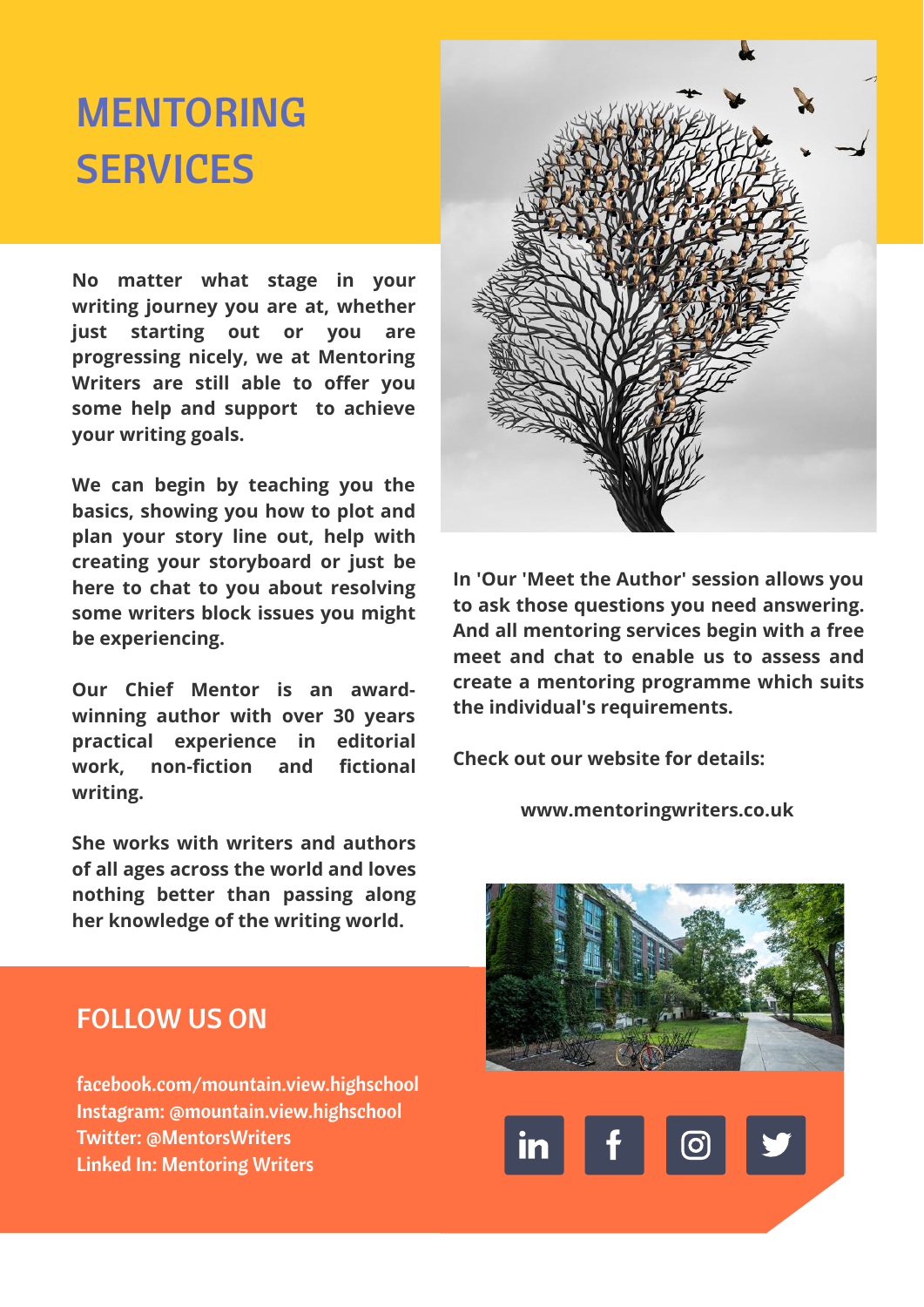# MENTORING SERVICES

**No matter what stage in your writing journey you are at, whether just starting out or you are progressing nicely, we at Mentoring Writers are still able to offer you some help and support to achieve your writing goals.**

**We can begin by teaching you the basics, showing you how to plot and plan your story line out, help with creating your storyboard or just be here to chat to you about resolving some writers block issues you might be experiencing.**

**Our Chief Mentor is an award-winning author with over 30 years practical experience in editorial work, non-fiction and fictional writing.**

**She works with writers and authors of all ages across the world and loves nothing better than passing along her knowledge of the writing world.**

**In 'Our 'Meet the Author' session allows you to ask those questions you need answering. And all mentoring services begin with a free meet and chat to enable us to assess and create a mentoring programme which suits the individual's requirements.**

**Check out our website for details:**

**www.mentoringwriters.co.uk**

## FOLLOW US ON

facebook.com/mountain.view.highschool
Instagram: @mountain.view.highschool
Twitter: @MentorsWriters
Linked In: Mentoring Writers